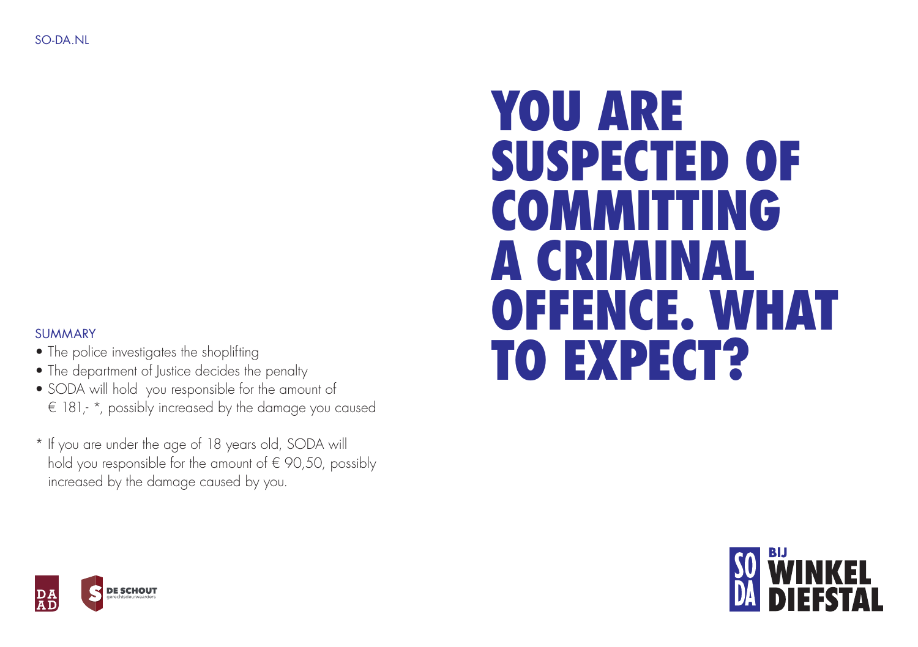SO-DA.NL

# YOU ARE SUSPECTED OF COMMITTING A CRIMINAL OFFENCE. WHAT TO EXPECT?

SUMMARY

- The police investigates the shoplifting
- The department of Justice decides the penalty
- SODA will hold you responsible for the amount of € 181,- *, possibly increased by the damage you caused

* If you are under the age of 18 years old, SODA will hold you responsible for the amount of € 90,50, possibly increased by the damage caused by you.

DA AD

DE SCHOUT
gerechtsdeurwaarders

SO DA BIJ WINKEL DIEFSTAL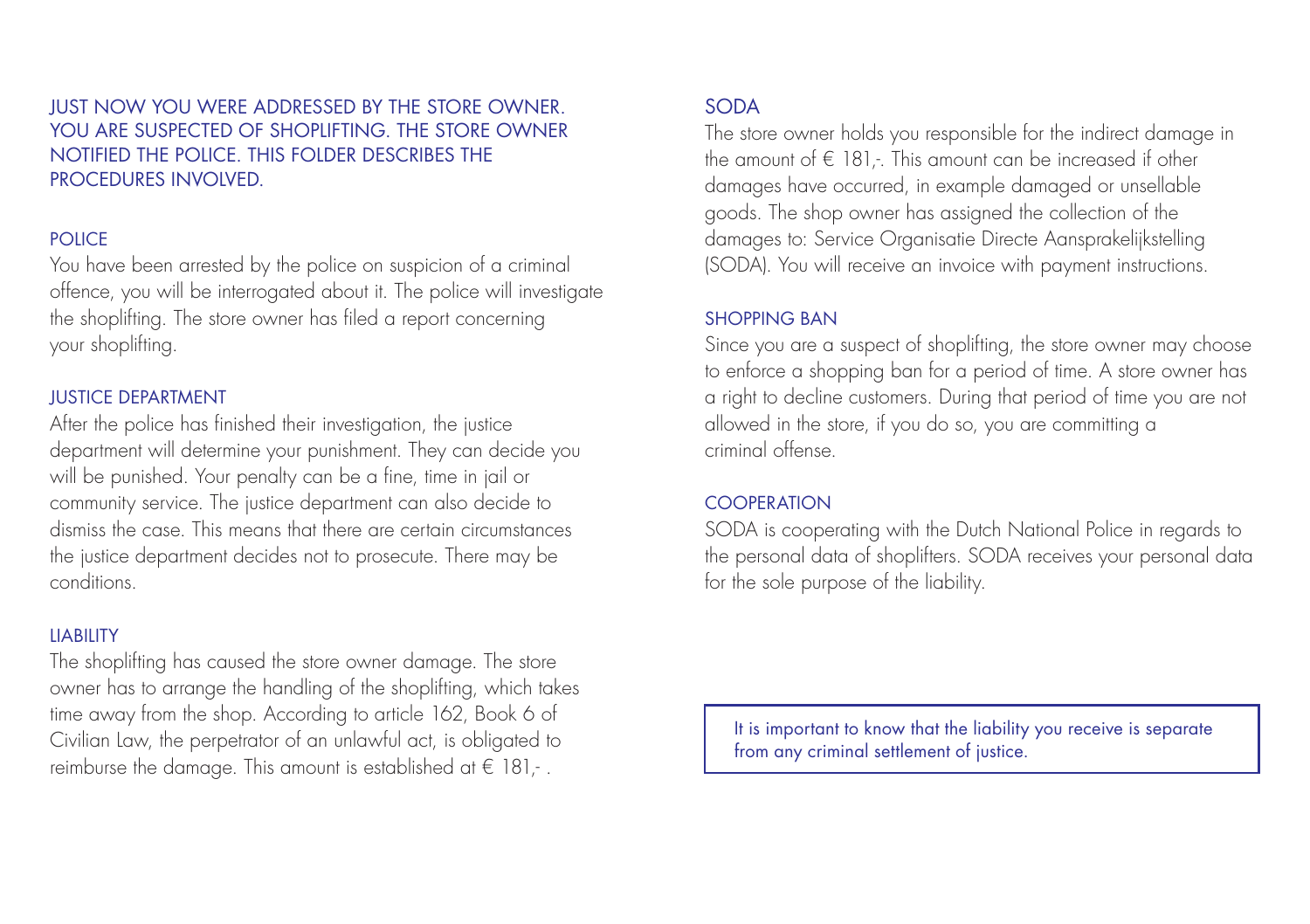JUST NOW YOU WERE ADDRESSED BY THE STORE OWNER. YOU ARE SUSPECTED OF SHOPLIFTING. THE STORE OWNER NOTIFIED THE POLICE. THIS FOLDER DESCRIBES THE PROCEDURES INVOLVED.

## POLICE

You have been arrested by the police on suspicion of a criminal offence, you will be interrogated about it. The police will investigate the shoplifting. The store owner has filed a report concerning your shoplifting.

## JUSTICE DEPARTMENT

After the police has finished their investigation, the justice department will determine your punishment. They can decide you will be punished. Your penalty can be a fine, time in jail or community service. The justice department can also decide to dismiss the case. This means that there are certain circumstances the justice department decides not to prosecute. There may be conditions.

## LIABILITY

The shoplifting has caused the store owner damage. The store owner has to arrange the handling of the shoplifting, which takes time away from the shop. According to article 162, Book 6 of Civilian Law, the perpetrator of an unlawful act, is obligated to reimburse the damage. This amount is established at € 181,- .

## SODA

The store owner holds you responsible for the indirect damage in the amount of € 181,-. This amount can be increased if other damages have occurred, in example damaged or unsellable goods. The shop owner has assigned the collection of the damages to: Service Organisatie Directe Aansprakelijkstelling (SODA). You will receive an invoice with payment instructions.

## SHOPPING BAN

Since you are a suspect of shoplifting, the store owner may choose to enforce a shopping ban for a period of time. A store owner has a right to decline customers. During that period of time you are not allowed in the store, if you do so, you are committing a criminal offense.

## COOPERATION

SODA is cooperating with the Dutch National Police in regards to the personal data of shoplifters. SODA receives your personal data for the sole purpose of the liability.

It is important to know that the liability you receive is separate from any criminal settlement of justice.